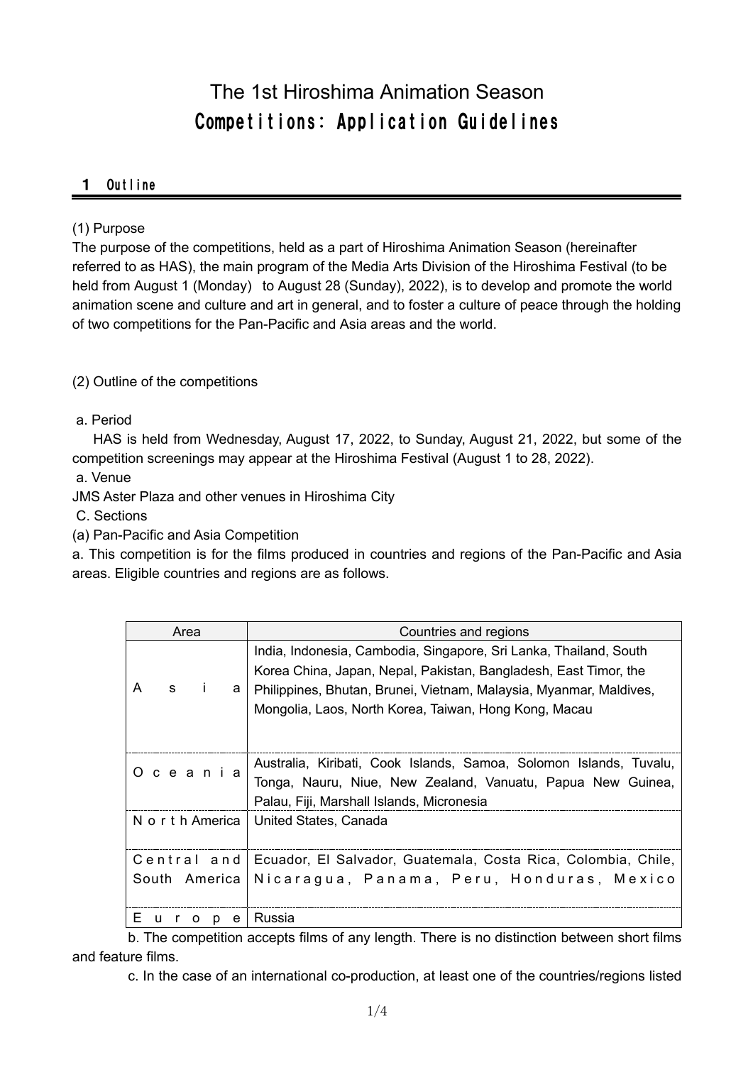# The 1st Hiroshima Animation Season
# Competitions: Application Guidelines

## 1 Outline

(1) Purpose

The purpose of the competitions, held as a part of Hiroshima Animation Season (hereinafter referred to as HAS), the main program of the Media Arts Division of the Hiroshima Festival (to be held from August 1 (Monday) to August 28 (Sunday), 2022), is to develop and promote the world animation scene and culture and art in general, and to foster a culture of peace through the holding of two competitions for the Pan-Pacific and Asia areas and the world.

(2) Outline of the competitions

a. Period

HAS is held from Wednesday, August 17, 2022, to Sunday, August 21, 2022, but some of the competition screenings may appear at the Hiroshima Festival (August 1 to 28, 2022).

a. Venue

JMS Aster Plaza and other venues in Hiroshima City

C. Sections

(a) Pan-Pacific and Asia Competition

a. This competition is for the films produced in countries and regions of the Pan-Pacific and Asia areas. Eligible countries and regions are as follows.

| Area | Countries and regions |
|---|---|
| Asia | India, Indonesia, Cambodia, Singapore, Sri Lanka, Thailand, South Korea China, Japan, Nepal, Pakistan, Bangladesh, East Timor, the Philippines, Bhutan, Brunei, Vietnam, Malaysia, Myanmar, Maldives, Mongolia, Laos, North Korea, Taiwan, Hong Kong, Macau |
| Oceania | Australia, Kiribati, Cook Islands, Samoa, Solomon Islands, Tuvalu, Tonga, Nauru, Niue, New Zealand, Vanuatu, Papua New Guinea, Palau, Fiji, Marshall Islands, Micronesia |
| North America | United States, Canada |
| Central and South America | Ecuador, El Salvador, Guatemala, Costa Rica, Colombia, Chile, Nicaragua, Panama, Peru, Honduras, Mexico |
| Europe | Russia |

b. The competition accepts films of any length. There is no distinction between short films and feature films.

c. In the case of an international co-production, at least one of the countries/regions listed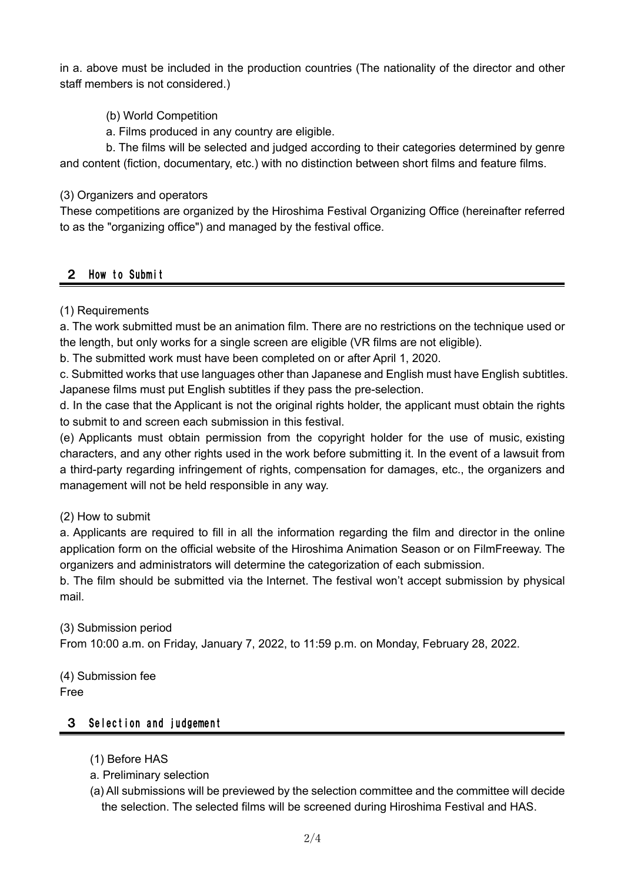in a. above must be included in the production countries (The nationality of the director and other staff members is not considered.)

(b) World Competition

a. Films produced in any country are eligible.

b. The films will be selected and judged according to their categories determined by genre and content (fiction, documentary, etc.) with no distinction between short films and feature films.

(3) Organizers and operators

These competitions are organized by the Hiroshima Festival Organizing Office (hereinafter referred to as the "organizing office") and managed by the festival office.

## 2 How to Submit

(1) Requirements

a. The work submitted must be an animation film. There are no restrictions on the technique used or the length, but only works for a single screen are eligible (VR films are not eligible).

b. The submitted work must have been completed on or after April 1, 2020.

c. Submitted works that use languages other than Japanese and English must have English subtitles. Japanese films must put English subtitles if they pass the pre-selection.

d. In the case that the Applicant is not the original rights holder, the applicant must obtain the rights to submit to and screen each submission in this festival.

(e) Applicants must obtain permission from the copyright holder for the use of music, existing characters, and any other rights used in the work before submitting it. In the event of a lawsuit from a third-party regarding infringement of rights, compensation for damages, etc., the organizers and management will not be held responsible in any way.

(2) How to submit

a. Applicants are required to fill in all the information regarding the film and director in the online application form on the official website of the Hiroshima Animation Season or on FilmFreeway. The organizers and administrators will determine the categorization of each submission.

b. The film should be submitted via the Internet. The festival won't accept submission by physical mail.

(3) Submission period

From 10:00 a.m. on Friday, January 7, 2022, to 11:59 p.m. on Monday, February 28, 2022.

(4) Submission fee

Free

## 3 Selection and judgement

(1) Before HAS

a. Preliminary selection

(a) All submissions will be previewed by the selection committee and the committee will decide the selection. The selected films will be screened during Hiroshima Festival and HAS.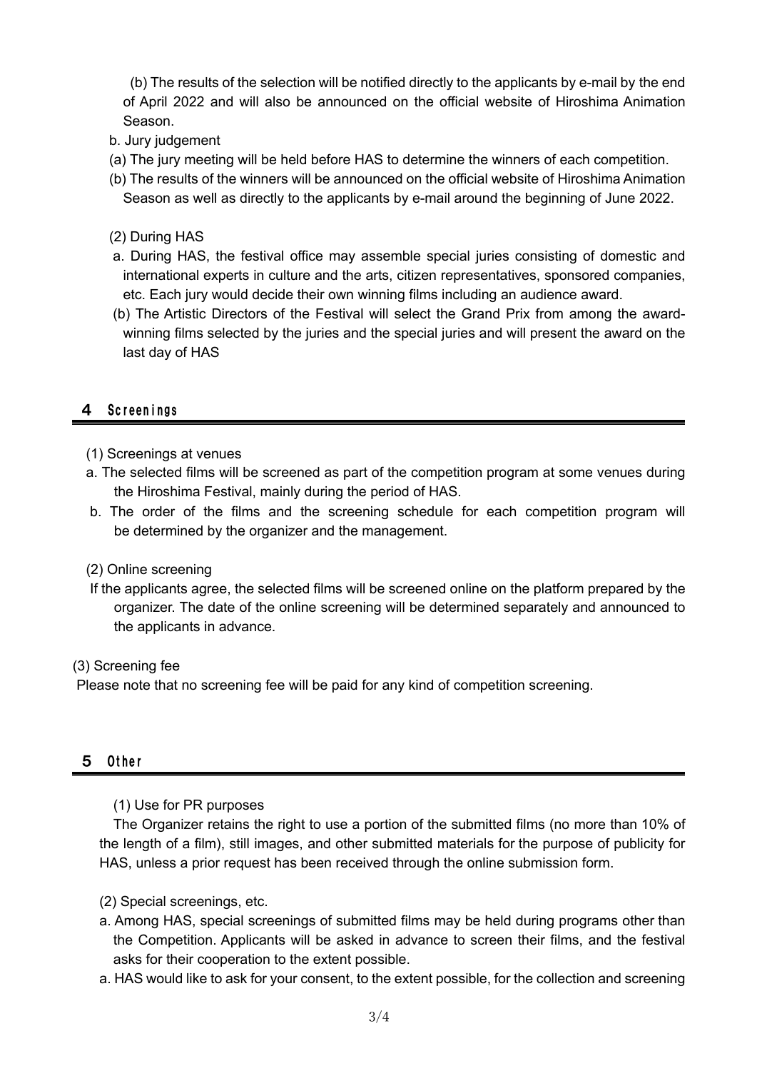(b) The results of the selection will be notified directly to the applicants by e-mail by the end of April 2022 and will also be announced on the official website of Hiroshima Animation Season.

b. Jury judgement

(a) The jury meeting will be held before HAS to determine the winners of each competition.

(b) The results of the winners will be announced on the official website of Hiroshima Animation Season as well as directly to the applicants by e-mail around the beginning of June 2022.

(2) During HAS

a. During HAS, the festival office may assemble special juries consisting of domestic and international experts in culture and the arts, citizen representatives, sponsored companies, etc. Each jury would decide their own winning films including an audience award.

(b) The Artistic Directors of the Festival will select the Grand Prix from among the award-winning films selected by the juries and the special juries and will present the award on the last day of HAS

## 4 Screenings

(1) Screenings at venues

a. The selected films will be screened as part of the competition program at some venues during the Hiroshima Festival, mainly during the period of HAS.

b. The order of the films and the screening schedule for each competition program will be determined by the organizer and the management.

(2) Online screening

If the applicants agree, the selected films will be screened online on the platform prepared by the organizer. The date of the online screening will be determined separately and announced to the applicants in advance.

(3) Screening fee

Please note that no screening fee will be paid for any kind of competition screening.

## 5 Other

(1) Use for PR purposes

The Organizer retains the right to use a portion of the submitted films (no more than 10% of the length of a film), still images, and other submitted materials for the purpose of publicity for HAS, unless a prior request has been received through the online submission form.

(2) Special screenings, etc.

a. Among HAS, special screenings of submitted films may be held during programs other than the Competition. Applicants will be asked in advance to screen their films, and the festival asks for their cooperation to the extent possible.

a. HAS would like to ask for your consent, to the extent possible, for the collection and screening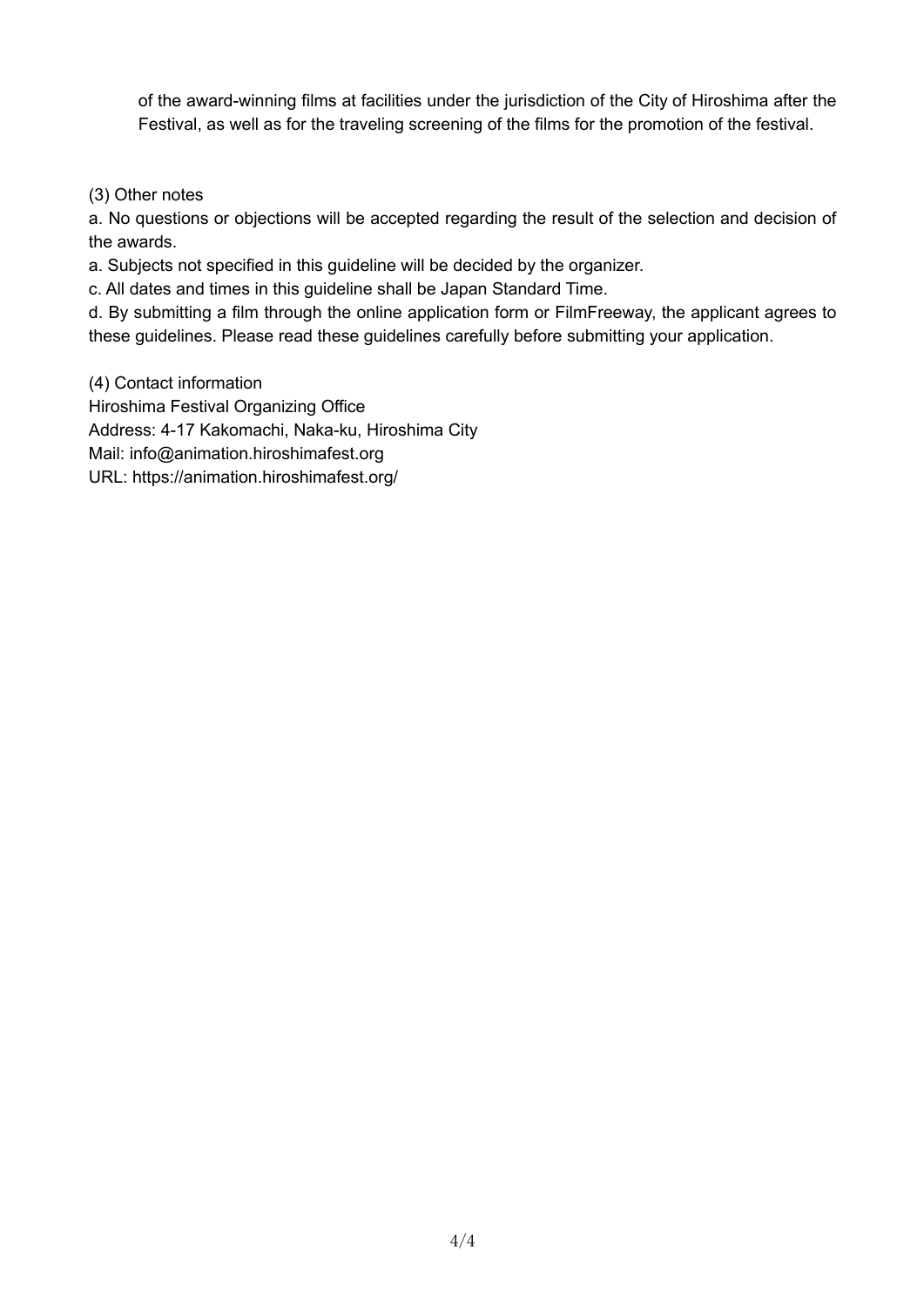of the award-winning films at facilities under the jurisdiction of the City of Hiroshima after the Festival, as well as for the traveling screening of the films for the promotion of the festival.

(3) Other notes

a. No questions or objections will be accepted regarding the result of the selection and decision of the awards.

a. Subjects not specified in this guideline will be decided by the organizer.

c. All dates and times in this guideline shall be Japan Standard Time.

d. By submitting a film through the online application form or FilmFreeway, the applicant agrees to these guidelines. Please read these guidelines carefully before submitting your application.

(4) Contact information

Hiroshima Festival Organizing Office
Address: 4-17 Kakomachi, Naka-ku, Hiroshima City
Mail: info@animation.hiroshimafest.org
URL: https://animation.hiroshimafest.org/